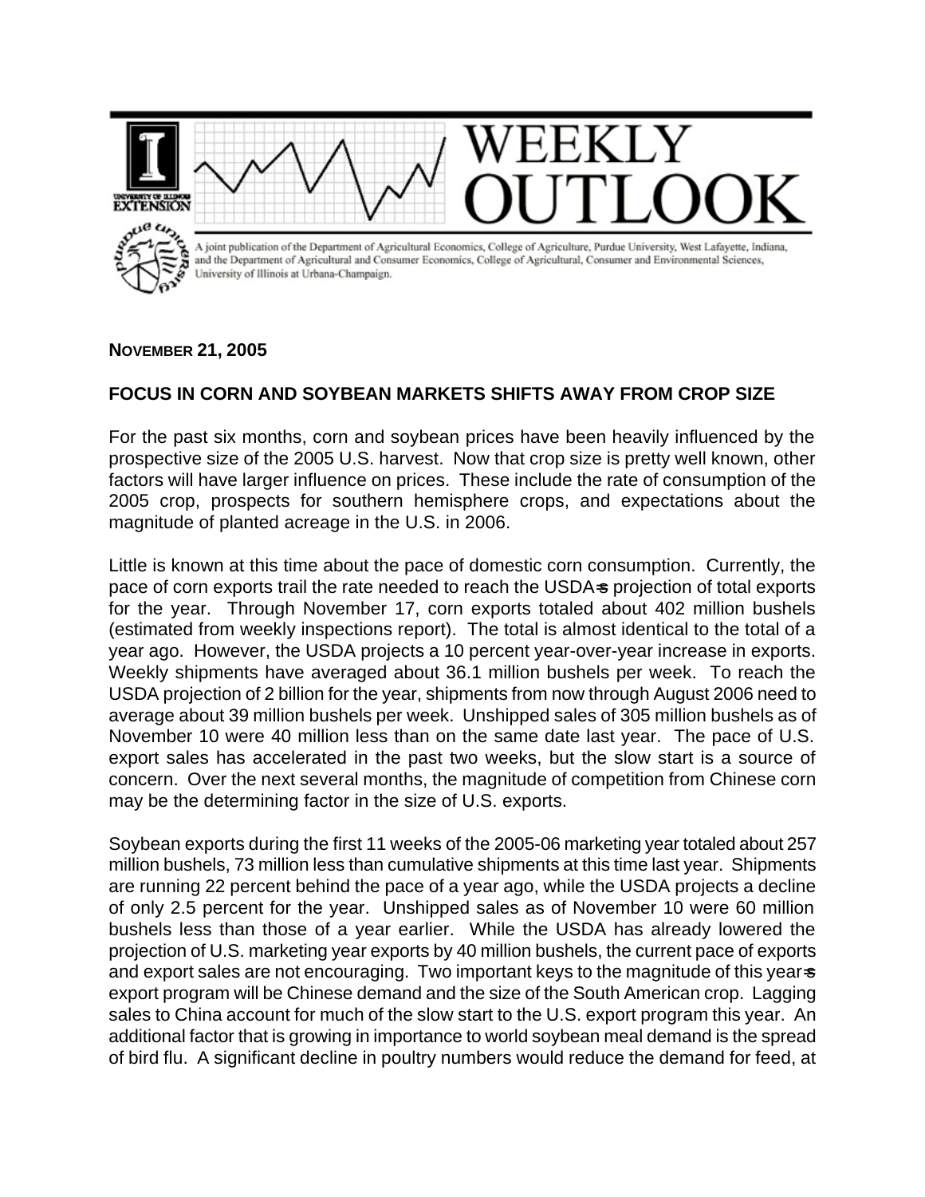# WEEKLY OUTLOOK

A joint publication of the Department of Agricultural Economics, College of Agriculture, Purdue University, West Lafayette, Indiana, and the Department of Agricultural and Consumer Economics, College of Agricultural, Consumer and Environmental Sciences, University of Illinois at Urbana-Champaign.

**NOVEMBER 21, 2005**

## FOCUS IN CORN AND SOYBEAN MARKETS SHIFTS AWAY FROM CROP SIZE

For the past six months, corn and soybean prices have been heavily influenced by the prospective size of the 2005 U.S. harvest. Now that crop size is pretty well known, other factors will have larger influence on prices. These include the rate of consumption of the 2005 crop, prospects for southern hemisphere crops, and expectations about the magnitude of planted acreage in the U.S. in 2006.

Little is known at this time about the pace of domestic corn consumption. Currently, the pace of corn exports trail the rate needed to reach the USDA's projection of total exports for the year. Through November 17, corn exports totaled about 402 million bushels (estimated from weekly inspections report). The total is almost identical to the total of a year ago. However, the USDA projects a 10 percent year-over-year increase in exports. Weekly shipments have averaged about 36.1 million bushels per week. To reach the USDA projection of 2 billion for the year, shipments from now through August 2006 need to average about 39 million bushels per week. Unshipped sales of 305 million bushels as of November 10 were 40 million less than on the same date last year. The pace of U.S. export sales has accelerated in the past two weeks, but the slow start is a source of concern. Over the next several months, the magnitude of competition from Chinese corn may be the determining factor in the size of U.S. exports.

Soybean exports during the first 11 weeks of the 2005-06 marketing year totaled about 257 million bushels, 73 million less than cumulative shipments at this time last year. Shipments are running 22 percent behind the pace of a year ago, while the USDA projects a decline of only 2.5 percent for the year. Unshipped sales as of November 10 were 60 million bushels less than those of a year earlier. While the USDA has already lowered the projection of U.S. marketing year exports by 40 million bushels, the current pace of exports and export sales are not encouraging. Two important keys to the magnitude of this year's export program will be Chinese demand and the size of the South American crop. Lagging sales to China account for much of the slow start to the U.S. export program this year. An additional factor that is growing in importance to world soybean meal demand is the spread of bird flu. A significant decline in poultry numbers would reduce the demand for feed, at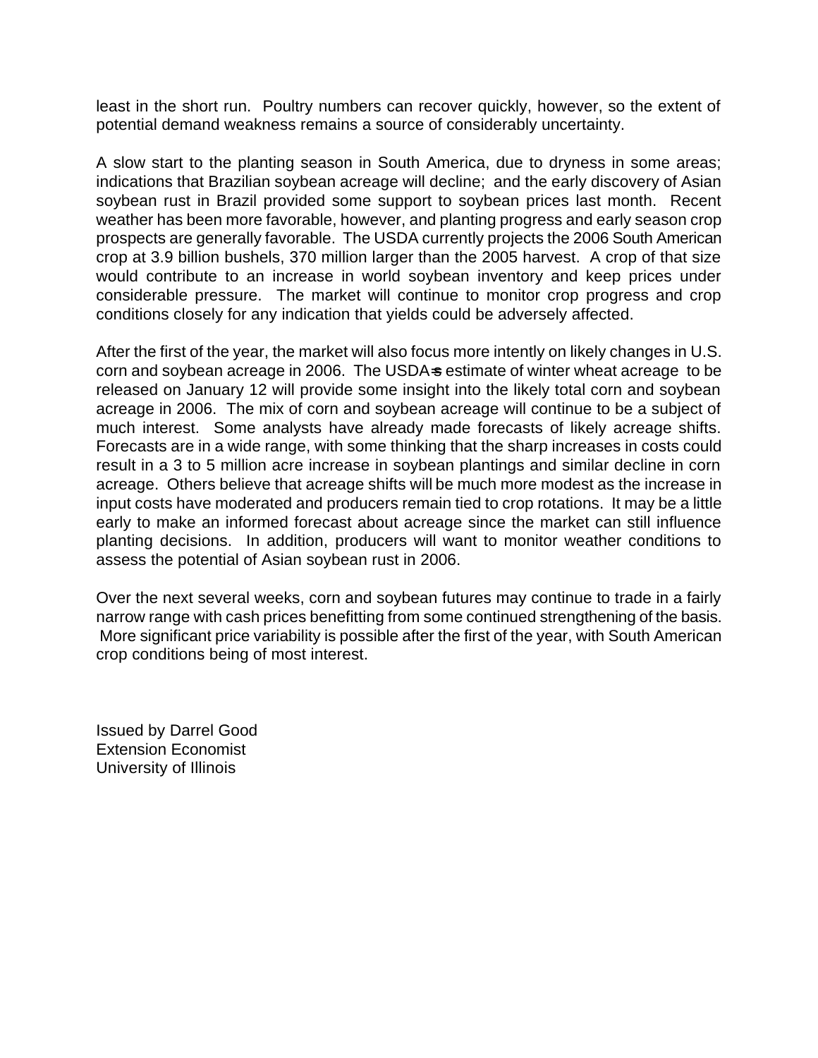least in the short run. Poultry numbers can recover quickly, however, so the extent of potential demand weakness remains a source of considerably uncertainty.

A slow start to the planting season in South America, due to dryness in some areas; indications that Brazilian soybean acreage will decline; and the early discovery of Asian soybean rust in Brazil provided some support to soybean prices last month. Recent weather has been more favorable, however, and planting progress and early season crop prospects are generally favorable. The USDA currently projects the 2006 South American crop at 3.9 billion bushels, 370 million larger than the 2005 harvest. A crop of that size would contribute to an increase in world soybean inventory and keep prices under considerable pressure. The market will continue to monitor crop progress and crop conditions closely for any indication that yields could be adversely affected.

After the first of the year, the market will also focus more intently on likely changes in U.S. corn and soybean acreage in 2006. The USDA=s estimate of winter wheat acreage to be released on January 12 will provide some insight into the likely total corn and soybean acreage in 2006. The mix of corn and soybean acreage will continue to be a subject of much interest. Some analysts have already made forecasts of likely acreage shifts. Forecasts are in a wide range, with some thinking that the sharp increases in costs could result in a 3 to 5 million acre increase in soybean plantings and similar decline in corn acreage. Others believe that acreage shifts will be much more modest as the increase in input costs have moderated and producers remain tied to crop rotations. It may be a little early to make an informed forecast about acreage since the market can still influence planting decisions. In addition, producers will want to monitor weather conditions to assess the potential of Asian soybean rust in 2006.

Over the next several weeks, corn and soybean futures may continue to trade in a fairly narrow range with cash prices benefitting from some continued strengthening of the basis. More significant price variability is possible after the first of the year, with South American crop conditions being of most interest.

Issued by Darrel Good
Extension Economist
University of Illinois